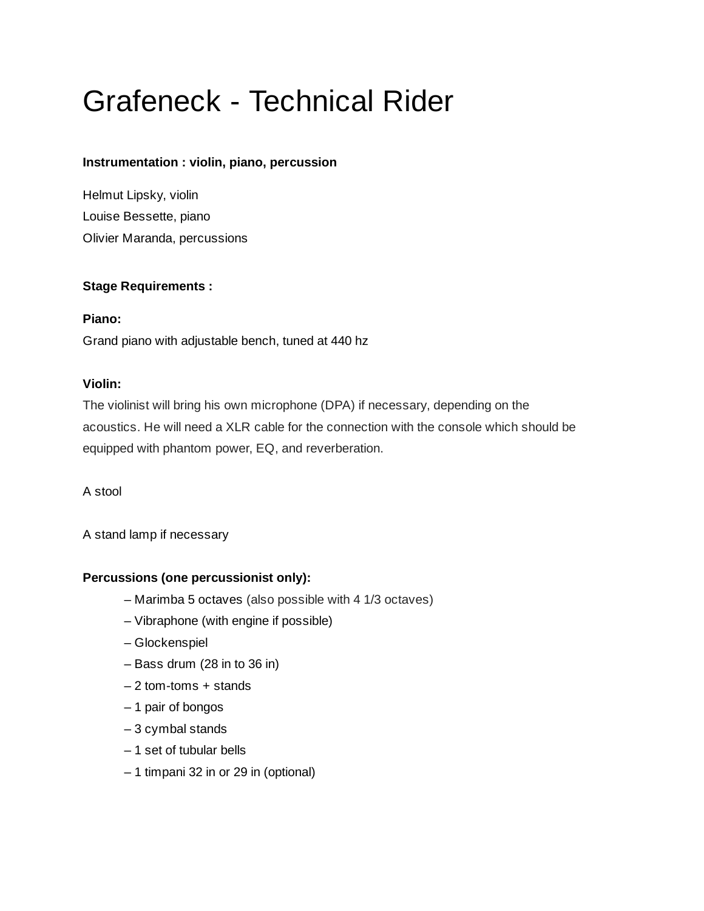# Grafeneck - Technical Rider

**Instrumentation : violin, piano, percussion**

Helmut Lipsky, violin
Louise Bessette, piano
Olivier Maranda, percussions

**Stage Requirements :**

**Piano:**
Grand piano with adjustable bench, tuned at 440 hz

**Violin:**
The violinist will bring his own microphone (DPA) if necessary, depending on the acoustics. He will need a XLR cable for the connection with the console which should be equipped with phantom power, EQ, and reverberation.

A stool

A stand lamp if necessary

**Percussions (one percussionist only):**

– Marimba 5 octaves (also possible with 4 1/3 octaves)
– Vibraphone (with engine if possible)
– Glockenspiel
– Bass drum (28 in to 36 in)
– 2 tom-toms + stands
– 1 pair of bongos
– 3 cymbal stands
– 1 set of tubular bells
– 1 timpani 32 in or 29 in (optional)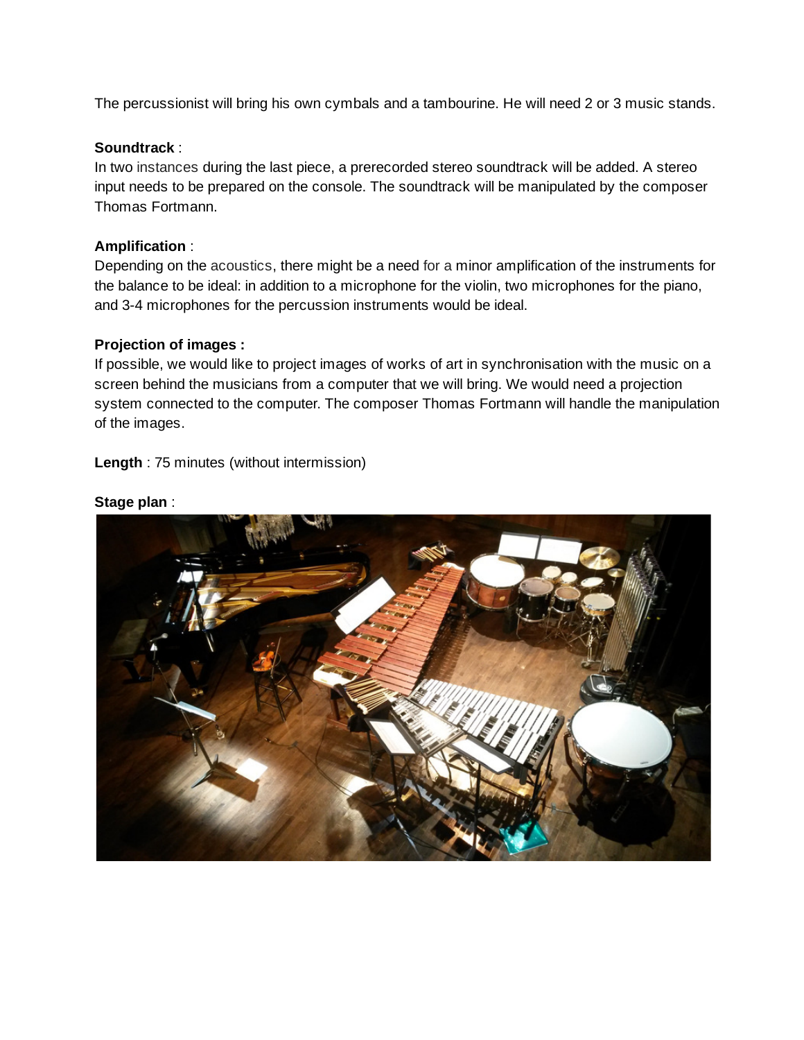The percussionist will bring his own cymbals and a tambourine. He will need 2 or 3 music stands.

**Soundtrack** :

In two instances during the last piece, a prerecorded stereo soundtrack will be added. A stereo input needs to be prepared on the console. The soundtrack will be manipulated by the composer Thomas Fortmann.

**Amplification** :

Depending on the acoustics, there might be a need for a minor amplification of the instruments for the balance to be ideal: in addition to a microphone for the violin, two microphones for the piano, and 3-4 microphones for the percussion instruments would be ideal.

**Projection of images :**

If possible, we would like to project images of works of art in synchronisation with the music on a screen behind the musicians from a computer that we will bring. We would need a projection system connected to the computer. The composer Thomas Fortmann will handle the manipulation of the images.

**Length** : 75 minutes (without intermission)

**Stage plan** :